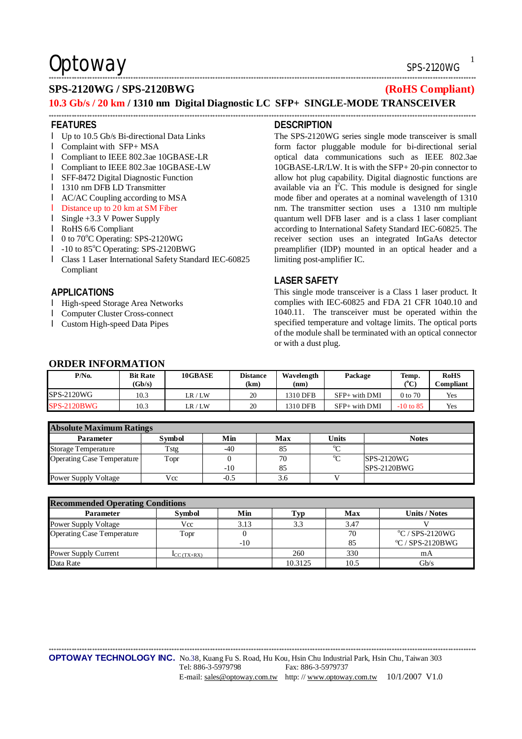# SPS-2120WG / SPS-2120BWG

**(RoHS Compliant)**

## 10.3 Gb/s / 20 km / 1310 nm Digital Diagnostic LC SFP+ SINGLE-MODE TRANSCEIVER

### FEATURES

- Up to 10.5 Gb/s Bi-directional Data Links
- Complaint with SFP+ MSA
- Compliant to IEEE 802.3ae 10GBASE-LR
- Compliant to IEEE 802.3ae 10GBASE-LW
- SFF-8472 Digital Diagnostic Function
- 1310 nm DFB LD Transmitter
- AC/AC Coupling according to MSA
- Distance up to 20 km at SM Fiber
- Single +3.3 V Power Supply
- RoHS 6/6 Compliant
- 0 to 70°C Operating: SPS-2120WG
- -10 to 85°C Operating: SPS-2120BWG
- Class 1 Laser International Safety Standard IEC-60825 Compliant

### APPLICATIONS

- High-speed Storage Area Networks
- Computer Cluster Cross-connect
- Custom High-speed Data Pipes

### DESCRIPTION

The SPS-2120WG series single mode transceiver is small form factor pluggable module for bi-directional serial optical data communications such as IEEE 802.3ae 10GBASE-LR/LW. It is with the SFP+ 20-pin connector to allow hot plug capability. Digital diagnostic functions are available via an I²C. This module is designed for single mode fiber and operates at a nominal wavelength of 1310 nm. The transmitter section uses a 1310 nm multiple quantum well DFB laser and is a class 1 laser compliant according to International Safety Standard IEC-60825. The receiver section uses an integrated InGaAs detector preamplifier (IDP) mounted in an optical header and a limiting post-amplifier IC.

### LASER SAFETY

This single mode transceiver is a Class 1 laser product. It complies with IEC-60825 and FDA 21 CFR 1040.10 and 1040.11. The transceiver must be operated within the specified temperature and voltage limits. The optical ports of the module shall be terminated with an optical connector or with a dust plug.

## ORDER INFORMATION

| P/No. | Bit Rate (Gb/s) | 10GBASE | Distance (km) | Wavelength (nm) | Package | Temp. (°C) | RoHS Compliant |
|---|---|---|---|---|---|---|---|
| SPS-2120WG | 10.3 | LR / LW | 20 | 1310 DFB | SFP+ with DMI | 0 to 70 | Yes |
| SPS-2120BWG | 10.3 | LR / LW | 20 | 1310 DFB | SFP+ with DMI | -10 to 85 | Yes |

**Absolute Maximum Ratings**

| Parameter | Symbol | Min | Max | Units | Notes |
|---|---|---|---|---|---|
| Storage Temperature | Tstg | -40 | 85 | °C | |
| Operating Case Temperature | Topr | 0 | 70 | °C | SPS-2120WG |
| | | -10 | 85 | | SPS-2120BWG |
| Power Supply Voltage | Vcc | -0.5 | 3.6 | V | |

**Recommended Operating Conditions**

| Parameter | Symbol | Min | Typ | Max | Units / Notes |
|---|---|---|---|---|---|
| Power Supply Voltage | Vcc | 3.13 | 3.3 | 3.47 | V |
| Operating Case Temperature | Topr | 0 | | 70 | °C / SPS-2120WG |
| | | -10 | | 85 | °C / SPS-2120BWG |
| Power Supply Current | $I_{CC\,(TX+RX)}$ | | 260 | 330 | mA |
| Data Rate | | | 10.3125 | 10.5 | Gb/s |

**OPTOWAY TECHNOLOGY INC.** No.38, Kuang Fu S. Road, Hu Kou, Hsin Chu Industrial Park, Hsin Chu, Taiwan 303
Tel: 886-3-5979798 Fax: 886-3-5979737
E-mail: sales@optoway.com.tw http: // www.optoway.com.tw 10/1/2007 V1.0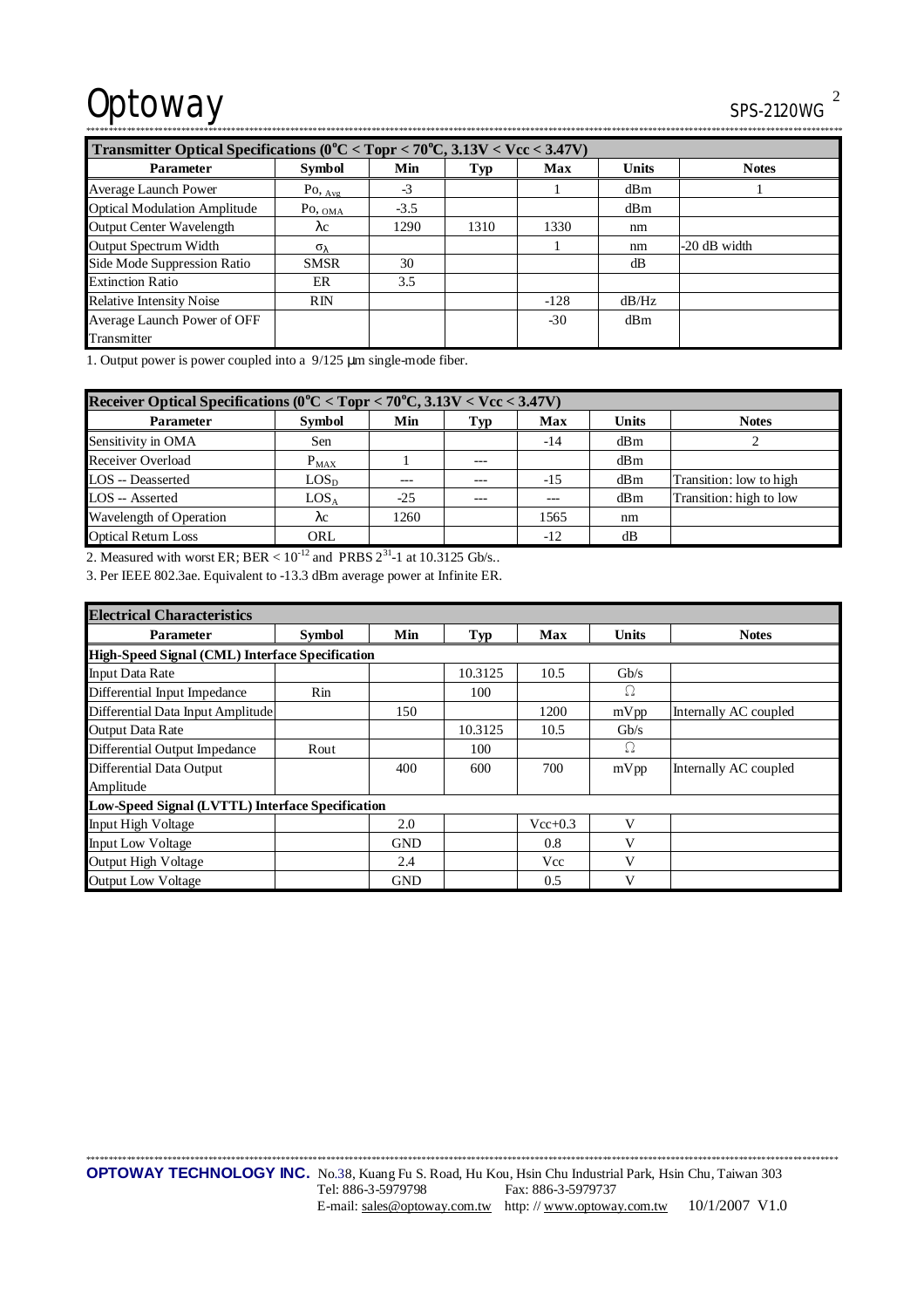## Transmitter Optical Specifications ($0^{o}C$ < Topr < $70^{o}C$, 3.13V < Vcc < 3.47V)

| Parameter | Symbol | Min | Typ | Max | Units | Notes |
|---|---|---|---|---|---|---|
| Average Launch Power | $Po,_{Avg}$ | -3 | | 1 | dBm | 1 |
| Optical Modulation Amplitude | $Po,_{OMA}$ | -3.5 | | | dBm | |
| Output Center Wavelength | $\lambda c$ | 1290 | 1310 | 1330 | nm | |
| Output Spectrum Width | $\sigma_{\lambda}$ | | | 1 | nm | -20 dB width |
| Side Mode Suppression Ratio | SMSR | 30 | | | dB | |
| Extinction Ratio | ER | 3.5 | | | | |
| Relative Intensity Noise | RIN | | | -128 | dB/Hz | |
| Average Launch Power of OFF Transmitter | | | | -30 | dBm | |

1. Output power is power coupled into a 9/125 μm single-mode fiber.

## Receiver Optical Specifications ($0^{o}C$ < Topr < $70^{o}C$, 3.13V < Vcc < 3.47V)

| Parameter | Symbol | Min | Typ | Max | Units | Notes |
|---|---|---|---|---|---|---|
| Sensitivity in OMA | Sen | | | -14 | dBm | 2 |
| Receiver Overload | $P_{MAX}$ | 1 | --- | | dBm | |
| LOS -- Deasserted | $LOS_D$ | --- | --- | -15 | dBm | Transition: low to high |
| LOS -- Asserted | $LOS_A$ | -25 | --- | --- | dBm | Transition: high to low |
| Wavelength of Operation | $\lambda c$ | 1260 | | 1565 | nm | |
| Optical Return Loss | ORL | | | -12 | dB | |

2. Measured with worst ER; BER < $10^{-12}$ and PRBS $2^{31}$-1 at 10.3125 Gb/s..

3. Per IEEE 802.3ae. Equivalent to -13.3 dBm average power at Infinite ER.

## Electrical Characteristics

| Parameter | Symbol | Min | Typ | Max | Units | Notes |
|---|---|---|---|---|---|---|
| **High-Speed Signal (CML) Interface Specification** | | | | | | |
| Input Data Rate | | | 10.3125 | 10.5 | Gb/s | |
| Differential Input Impedance | Rin | | 100 | | Ω | |
| Differential Data Input Amplitude | | 150 | | 1200 | mVpp | Internally AC coupled |
| Output Data Rate | | | 10.3125 | 10.5 | Gb/s | |
| Differential Output Impedance | Rout | | 100 | | Ω | |
| Differential Data Output Amplitude | | 400 | 600 | 700 | mVpp | Internally AC coupled |
| **Low-Speed Signal (LVTTL) Interface Specification** | | | | | | |
| Input High Voltage | | 2.0 | | Vcc+0.3 | V | |
| Input Low Voltage | | GND | | 0.8 | V | |
| Output High Voltage | | 2.4 | | Vcc | V | |
| Output Low Voltage | | GND | | 0.5 | V | |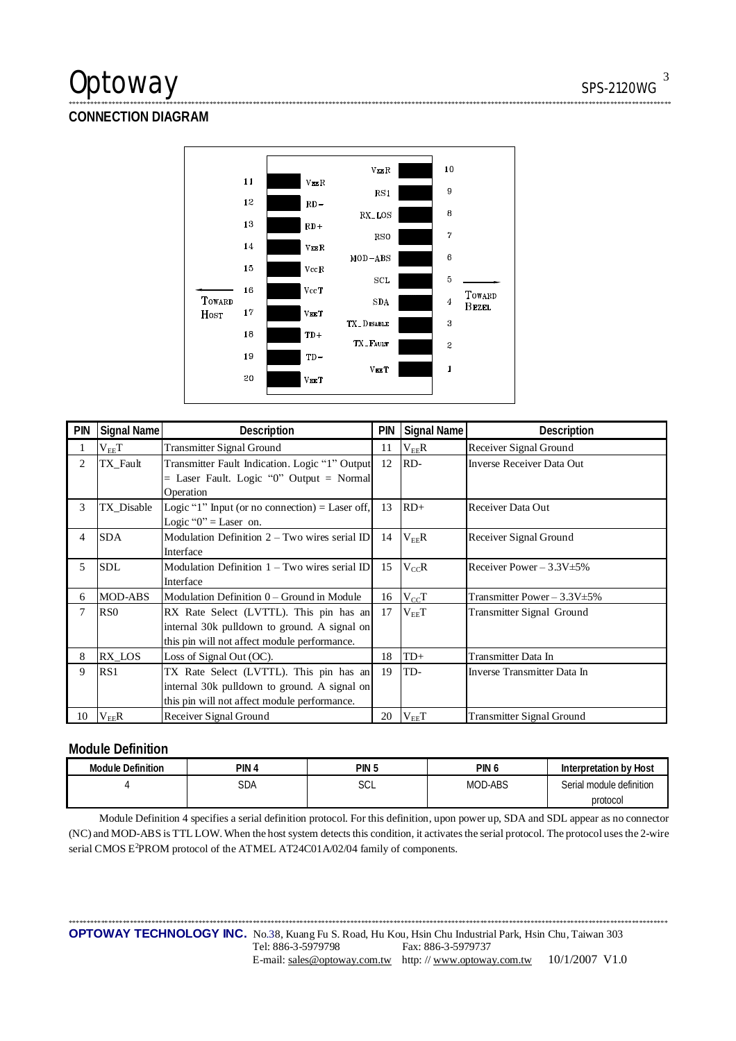## CONNECTION DIAGRAM

| | | | | |
|---|---|---|---|---|
| 11 | $V_{EE}R$ | | $V_{EE}R$ | 10 |
| 12 | RD− | | RS1 | 9 |
| 13 | RD+ | | RX_LOS | 8 |
| 14 | $V_{EE}R$ | | RS0 | 7 |
| 15 | $V_{CC}R$ | | MOD−ABS | 6 |
| 16 | $V_{CC}T$ | | SCL | 5 |
| 17 | $V_{EE}T$ | | SDA | 4 |
| 18 | TD+ | | TX_DISABLE | 3 |
| 19 | TD− | | TX_FAULT | 2 |
| 20 | $V_{EE}T$ | | $V_{EE}T$ | 1 |

← TOWARD HOST          TOWARD BEZEL →

| PIN | Signal Name | Description | PIN | Signal Name | Description |
|---|---|---|---|---|---|
| 1 | $V_{EE}T$ | Transmitter Signal Ground | 11 | $V_{EE}R$ | Receiver Signal Ground |
| 2 | TX_Fault | Transmitter Fault Indication. Logic "1" Output = Laser Fault. Logic "0" Output = Normal Operation | 12 | RD- | Inverse Receiver Data Out |
| 3 | TX_Disable | Logic "1" Input (or no connection) = Laser off, Logic "0" = Laser on. | 13 | RD+ | Receiver Data Out |
| 4 | SDA | Modulation Definition 2 – Two wires serial ID Interface | 14 | $V_{EE}R$ | Receiver Signal Ground |
| 5 | SDL | Modulation Definition 1 – Two wires serial ID Interface | 15 | $V_{CC}R$ | Receiver Power – 3.3V±5% |
| 6 | MOD-ABS | Modulation Definition 0 – Ground in Module | 16 | $V_{CC}T$ | Transmitter Power – 3.3V±5% |
| 7 | RS0 | RX Rate Select (LVTTL). This pin has an internal 30k pulldown to ground. A signal on this pin will not affect module performance. | 17 | $V_{EE}T$ | Transmitter Signal Ground |
| 8 | RX_LOS | Loss of Signal Out (OC). | 18 | TD+ | Transmitter Data In |
| 9 | RS1 | TX Rate Select (LVTTL). This pin has an internal 30k pulldown to ground. A signal on this pin will not affect module performance. | 19 | TD- | Inverse Transmitter Data In |
| 10 | $V_{EE}R$ | Receiver Signal Ground | 20 | $V_{EE}T$ | Transmitter Signal Ground |

### Module Definition

| Module Definition | PIN 4 | PIN 5 | PIN 6 | Interpretation by Host |
|---|---|---|---|---|
| 4 | SDA | SCL | MOD-ABS | Serial module definition protocol |

Module Definition 4 specifies a serial definition protocol. For this definition, upon power up, SDA and SDL appear as no connector (NC) and MOD-ABS is TTL LOW. When the host system detects this condition, it activates the serial protocol. The protocol uses the 2-wire serial CMOS $E^2$PROM protocol of the ATMEL AT24C01A/02/04 family of components.

**OPTOWAY TECHNOLOGY INC.** No.38, Kuang Fu S. Road, Hu Kou, Hsin Chu Industrial Park, Hsin Chu, Taiwan 303
Tel: 886-3-5979798 Fax: 886-3-5979737
E-mail: sales@optoway.com.tw http: // www.optoway.com.tw 10/1/2007 V1.0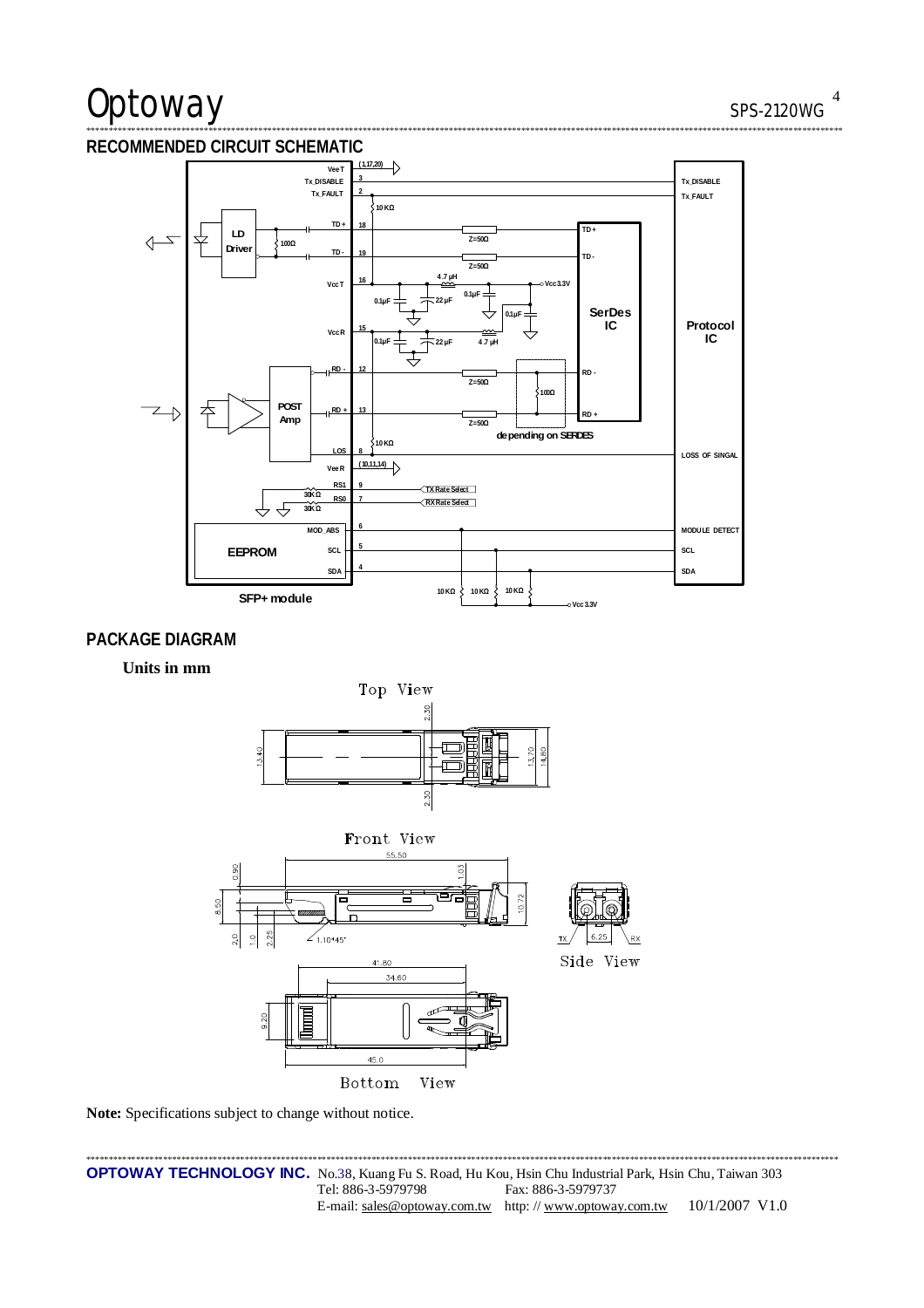## RECOMMENDED CIRCUIT SCHEMATIC

Vee T
(1,17,20)
Tx_DISABLE
3
Tx_FAULT
2
10 KΩ
TD +
18
LD Driver
100Ω
TD -
19
Z=50Ω
Z=50Ω
Vcc T
16
4.7 μH
0.1μF
22 μF
0.1μF
Vcc 3.3V
Vcc R
15
0.1μF
22 μF
4.7 μH
0.1μF
SerDes IC
Protocol IC
RD -
12
Z=50Ω
100Ω
POST Amp
RD +
13
Z=50Ω
depending on SERDES
10 KΩ
LOS
8
LOSS OF SINGAL
Vee R
(10,11,14)
RS1
9
TX Rate Select
30K Ω
RS0
7
RX Rate Select
30K Ω
EEPROM
MOD_ABS
6
MODULE DETECT
SCL
5
SCL
SDA
4
SDA
SFP+ module
10 KΩ
10 KΩ
10 KΩ
Vcc 3.3V
TD +
TD -
RD -
RD +
Tx_DISABLE
Tx_FAULT

## PACKAGE DIAGRAM

**Units in mm**

Top View
2.30
13.40
13.70
14.80
2.30

Front View
55.50
0.90
1.03
8.50
10.72
2.0
1.0
2.25
1.10*45°

Side View
TX
6.25
RX

41.80
34.60
9.20
45.0
Bottom View

**Note:** Specifications subject to change without notice.

**OPTOWAY TECHNOLOGY INC.** No.38, Kuang Fu S. Road, Hu Kou, Hsin Chu Industrial Park, Hsin Chu, Taiwan 303
Tel: 886-3-5979798 Fax: 886-3-5979737
E-mail: sales@optoway.com.tw http: // www.optoway.com.tw 10/1/2007 V1.0